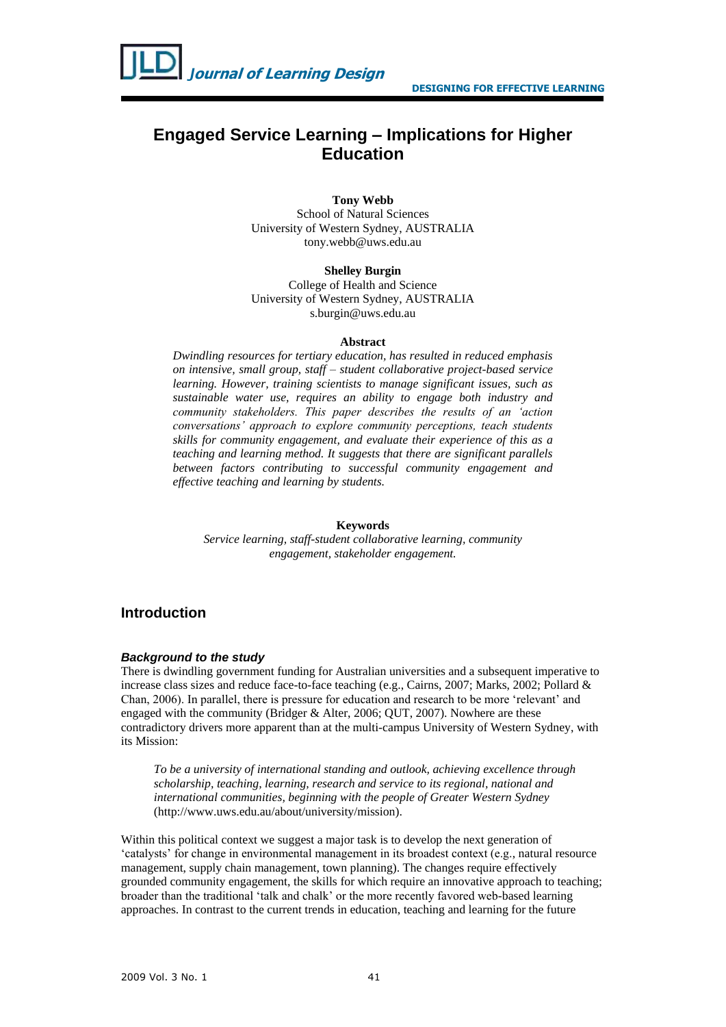# Engaged Service Learning – Implications for Higher Education

**Tony Webb**
School of Natural Sciences
University of Western Sydney, AUSTRALIA
tony.webb@uws.edu.au

**Shelley Burgin**
College of Health and Science
University of Western Sydney, AUSTRALIA
s.burgin@uws.edu.au

**Abstract**

*Dwindling resources for tertiary education, has resulted in reduced emphasis on intensive, small group, staff – student collaborative project-based service learning. However, training scientists to manage significant issues, such as sustainable water use, requires an ability to engage both industry and community stakeholders. This paper describes the results of an 'action conversations' approach to explore community perceptions, teach students skills for community engagement, and evaluate their experience of this as a teaching and learning method. It suggests that there are significant parallels between factors contributing to successful community engagement and effective teaching and learning by students.*

**Keywords**

*Service learning, staff-student collaborative learning, community engagement, stakeholder engagement.*

## Introduction

### *Background to the study*

There is dwindling government funding for Australian universities and a subsequent imperative to increase class sizes and reduce face-to-face teaching (e.g., Cairns, 2007; Marks, 2002; Pollard & Chan, 2006). In parallel, there is pressure for education and research to be more 'relevant' and engaged with the community (Bridger & Alter, 2006; QUT, 2007). Nowhere are these contradictory drivers more apparent than at the multi-campus University of Western Sydney, with its Mission:

> *To be a university of international standing and outlook, achieving excellence through scholarship, teaching, learning, research and service to its regional, national and international communities, beginning with the people of Greater Western Sydney* (http://www.uws.edu.au/about/university/mission).

Within this political context we suggest a major task is to develop the next generation of 'catalysts' for change in environmental management in its broadest context (e.g., natural resource management, supply chain management, town planning). The changes require effectively grounded community engagement, the skills for which require an innovative approach to teaching; broader than the traditional 'talk and chalk' or the more recently favored web-based learning approaches. In contrast to the current trends in education, teaching and learning for the future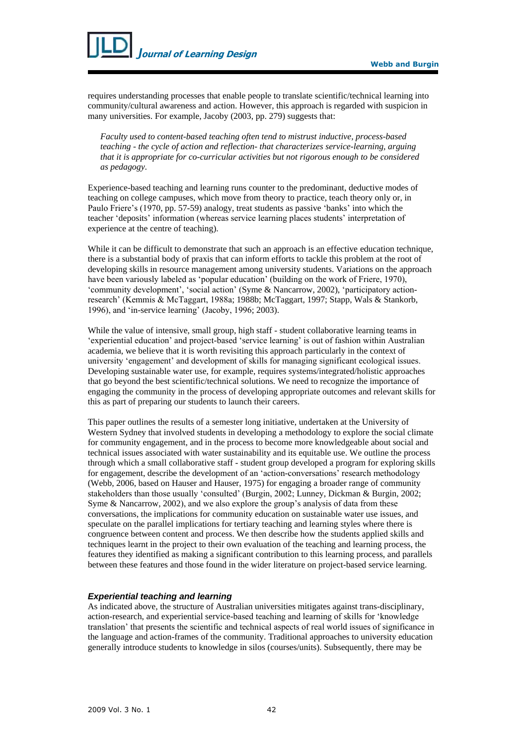requires understanding processes that enable people to translate scientific/technical learning into community/cultural awareness and action. However, this approach is regarded with suspicion in many universities. For example, Jacoby (2003, pp. 279) suggests that:

> *Faculty used to content-based teaching often tend to mistrust inductive, process-based teaching - the cycle of action and reflection- that characterizes service-learning, arguing that it is appropriate for co-curricular activities but not rigorous enough to be considered as pedagogy.*

Experience-based teaching and learning runs counter to the predominant, deductive modes of teaching on college campuses, which move from theory to practice, teach theory only or, in Paulo Friere's (1970, pp. 57-59) analogy, treat students as passive 'banks' into which the teacher 'deposits' information (whereas service learning places students' interpretation of experience at the centre of teaching).

While it can be difficult to demonstrate that such an approach is an effective education technique, there is a substantial body of praxis that can inform efforts to tackle this problem at the root of developing skills in resource management among university students. Variations on the approach have been variously labeled as 'popular education' (building on the work of Friere, 1970), 'community development', 'social action' (Syme & Nancarrow, 2002), 'participatory action-research' (Kemmis & McTaggart, 1988a; 1988b; McTaggart, 1997; Stapp, Wals & Stankorb, 1996), and 'in-service learning' (Jacoby, 1996; 2003).

While the value of intensive, small group, high staff - student collaborative learning teams in 'experiential education' and project-based 'service learning' is out of fashion within Australian academia, we believe that it is worth revisiting this approach particularly in the context of university 'engagement' and development of skills for managing significant ecological issues. Developing sustainable water use, for example, requires systems/integrated/holistic approaches that go beyond the best scientific/technical solutions. We need to recognize the importance of engaging the community in the process of developing appropriate outcomes and relevant skills for this as part of preparing our students to launch their careers.

This paper outlines the results of a semester long initiative, undertaken at the University of Western Sydney that involved students in developing a methodology to explore the social climate for community engagement, and in the process to become more knowledgeable about social and technical issues associated with water sustainability and its equitable use. We outline the process through which a small collaborative staff - student group developed a program for exploring skills for engagement, describe the development of an 'action-conversations' research methodology (Webb, 2006, based on Hauser and Hauser, 1975) for engaging a broader range of community stakeholders than those usually 'consulted' (Burgin, 2002; Lunney, Dickman & Burgin, 2002; Syme & Nancarrow, 2002), and we also explore the group's analysis of data from these conversations, the implications for community education on sustainable water use issues, and speculate on the parallel implications for tertiary teaching and learning styles where there is congruence between content and process. We then describe how the students applied skills and techniques learnt in the project to their own evaluation of the teaching and learning process, the features they identified as making a significant contribution to this learning process, and parallels between these features and those found in the wider literature on project-based service learning.

### *Experiential teaching and learning*

As indicated above, the structure of Australian universities mitigates against trans-disciplinary, action-research, and experiential service-based teaching and learning of skills for 'knowledge translation' that presents the scientific and technical aspects of real world issues of significance in the language and action-frames of the community. Traditional approaches to university education generally introduce students to knowledge in silos (courses/units). Subsequently, there may be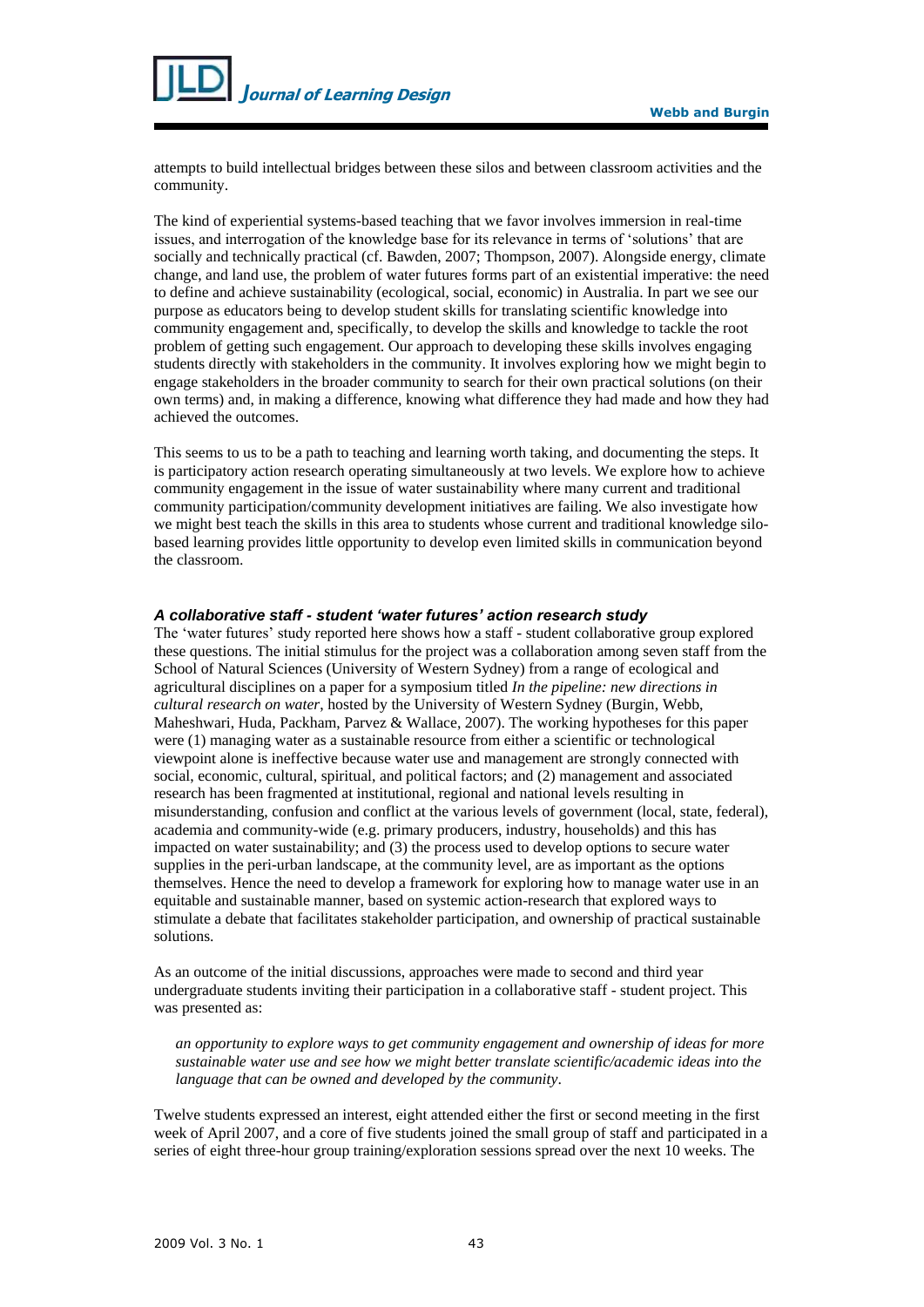attempts to build intellectual bridges between these silos and between classroom activities and the community.

The kind of experiential systems-based teaching that we favor involves immersion in real-time issues, and interrogation of the knowledge base for its relevance in terms of 'solutions' that are socially and technically practical (cf. Bawden, 2007; Thompson, 2007). Alongside energy, climate change, and land use, the problem of water futures forms part of an existential imperative: the need to define and achieve sustainability (ecological, social, economic) in Australia. In part we see our purpose as educators being to develop student skills for translating scientific knowledge into community engagement and, specifically, to develop the skills and knowledge to tackle the root problem of getting such engagement. Our approach to developing these skills involves engaging students directly with stakeholders in the community. It involves exploring how we might begin to engage stakeholders in the broader community to search for their own practical solutions (on their own terms) and, in making a difference, knowing what difference they had made and how they had achieved the outcomes.

This seems to us to be a path to teaching and learning worth taking, and documenting the steps. It is participatory action research operating simultaneously at two levels. We explore how to achieve community engagement in the issue of water sustainability where many current and traditional community participation/community development initiatives are failing. We also investigate how we might best teach the skills in this area to students whose current and traditional knowledge silo-based learning provides little opportunity to develop even limited skills in communication beyond the classroom.

### *A collaborative staff - student 'water futures' action research study*

The 'water futures' study reported here shows how a staff - student collaborative group explored these questions. The initial stimulus for the project was a collaboration among seven staff from the School of Natural Sciences (University of Western Sydney) from a range of ecological and agricultural disciplines on a paper for a symposium titled *In the pipeline: new directions in cultural research on water*, hosted by the University of Western Sydney (Burgin, Webb, Maheshwari, Huda, Packham, Parvez & Wallace, 2007). The working hypotheses for this paper were (1) managing water as a sustainable resource from either a scientific or technological viewpoint alone is ineffective because water use and management are strongly connected with social, economic, cultural, spiritual, and political factors; and (2) management and associated research has been fragmented at institutional, regional and national levels resulting in misunderstanding, confusion and conflict at the various levels of government (local, state, federal), academia and community-wide (e.g. primary producers, industry, households) and this has impacted on water sustainability; and (3) the process used to develop options to secure water supplies in the peri-urban landscape, at the community level, are as important as the options themselves. Hence the need to develop a framework for exploring how to manage water use in an equitable and sustainable manner, based on systemic action-research that explored ways to stimulate a debate that facilitates stakeholder participation, and ownership of practical sustainable solutions.

As an outcome of the initial discussions, approaches were made to second and third year undergraduate students inviting their participation in a collaborative staff - student project. This was presented as:

> *an opportunity to explore ways to get community engagement and ownership of ideas for more sustainable water use and see how we might better translate scientific/academic ideas into the language that can be owned and developed by the community*.

Twelve students expressed an interest, eight attended either the first or second meeting in the first week of April 2007, and a core of five students joined the small group of staff and participated in a series of eight three-hour group training/exploration sessions spread over the next 10 weeks. The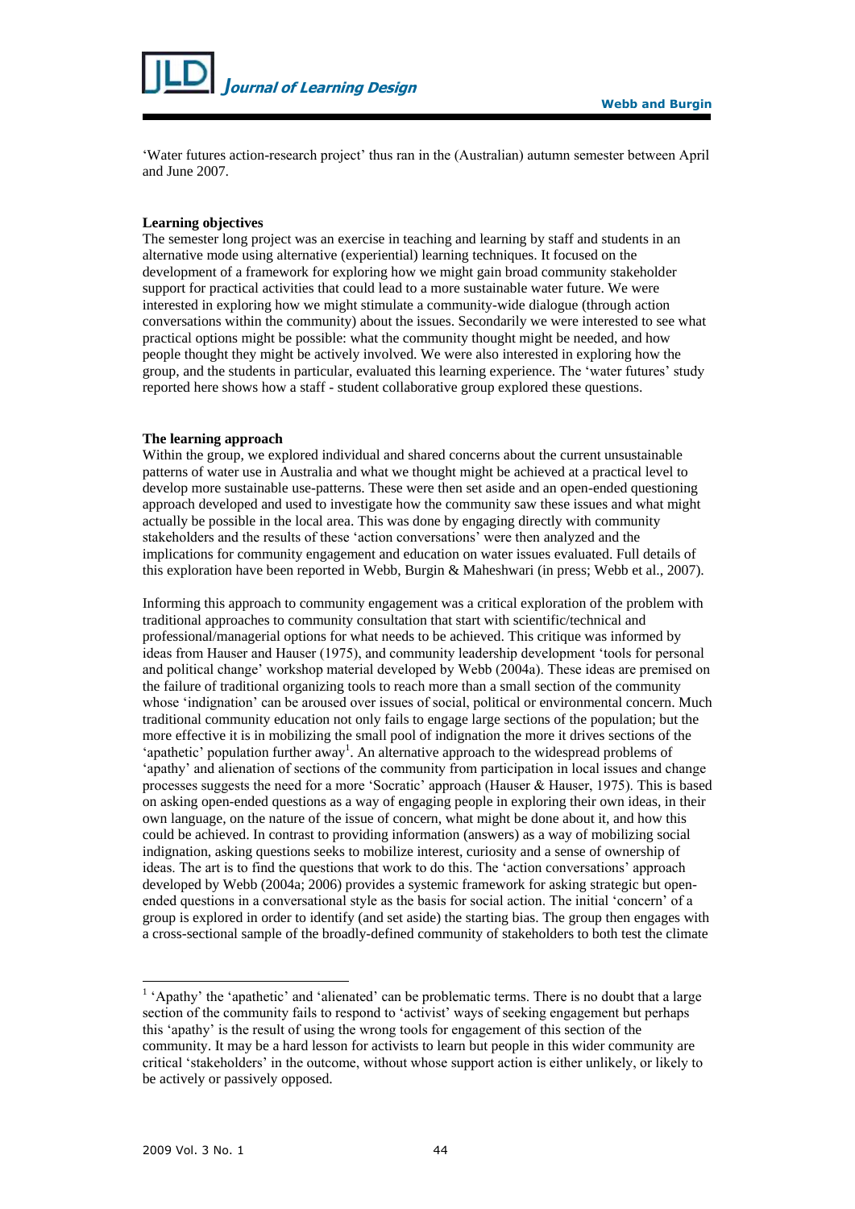'Water futures action-research project' thus ran in the (Australian) autumn semester between April and June 2007.

**Learning objectives**

The semester long project was an exercise in teaching and learning by staff and students in an alternative mode using alternative (experiential) learning techniques. It focused on the development of a framework for exploring how we might gain broad community stakeholder support for practical activities that could lead to a more sustainable water future. We were interested in exploring how we might stimulate a community-wide dialogue (through action conversations within the community) about the issues. Secondarily we were interested to see what practical options might be possible: what the community thought might be needed, and how people thought they might be actively involved. We were also interested in exploring how the group, and the students in particular, evaluated this learning experience. The 'water futures' study reported here shows how a staff - student collaborative group explored these questions.

**The learning approach**

Within the group, we explored individual and shared concerns about the current unsustainable patterns of water use in Australia and what we thought might be achieved at a practical level to develop more sustainable use-patterns. These were then set aside and an open-ended questioning approach developed and used to investigate how the community saw these issues and what might actually be possible in the local area. This was done by engaging directly with community stakeholders and the results of these 'action conversations' were then analyzed and the implications for community engagement and education on water issues evaluated. Full details of this exploration have been reported in Webb, Burgin & Maheshwari (in press; Webb et al., 2007).

Informing this approach to community engagement was a critical exploration of the problem with traditional approaches to community consultation that start with scientific/technical and professional/managerial options for what needs to be achieved. This critique was informed by ideas from Hauser and Hauser (1975), and community leadership development 'tools for personal and political change' workshop material developed by Webb (2004a). These ideas are premised on the failure of traditional organizing tools to reach more than a small section of the community whose 'indignation' can be aroused over issues of social, political or environmental concern. Much traditional community education not only fails to engage large sections of the population; but the more effective it is in mobilizing the small pool of indignation the more it drives sections of the 'apathetic' population further away[1]. An alternative approach to the widespread problems of 'apathy' and alienation of sections of the community from participation in local issues and change processes suggests the need for a more 'Socratic' approach (Hauser & Hauser, 1975). This is based on asking open-ended questions as a way of engaging people in exploring their own ideas, in their own language, on the nature of the issue of concern, what might be done about it, and how this could be achieved. In contrast to providing information (answers) as a way of mobilizing social indignation, asking questions seeks to mobilize interest, curiosity and a sense of ownership of ideas. The art is to find the questions that work to do this. The 'action conversations' approach developed by Webb (2004a; 2006) provides a systemic framework for asking strategic but open-ended questions in a conversational style as the basis for social action. The initial 'concern' of a group is explored in order to identify (and set aside) the starting bias. The group then engages with a cross-sectional sample of the broadly-defined community of stakeholders to both test the climate

---

[1] 'Apathy' the 'apathetic' and 'alienated' can be problematic terms. There is no doubt that a large section of the community fails to respond to 'activist' ways of seeking engagement but perhaps this 'apathy' is the result of using the wrong tools for engagement of this section of the community. It may be a hard lesson for activists to learn but people in this wider community are critical 'stakeholders' in the outcome, without whose support action is either unlikely, or likely to be actively or passively opposed.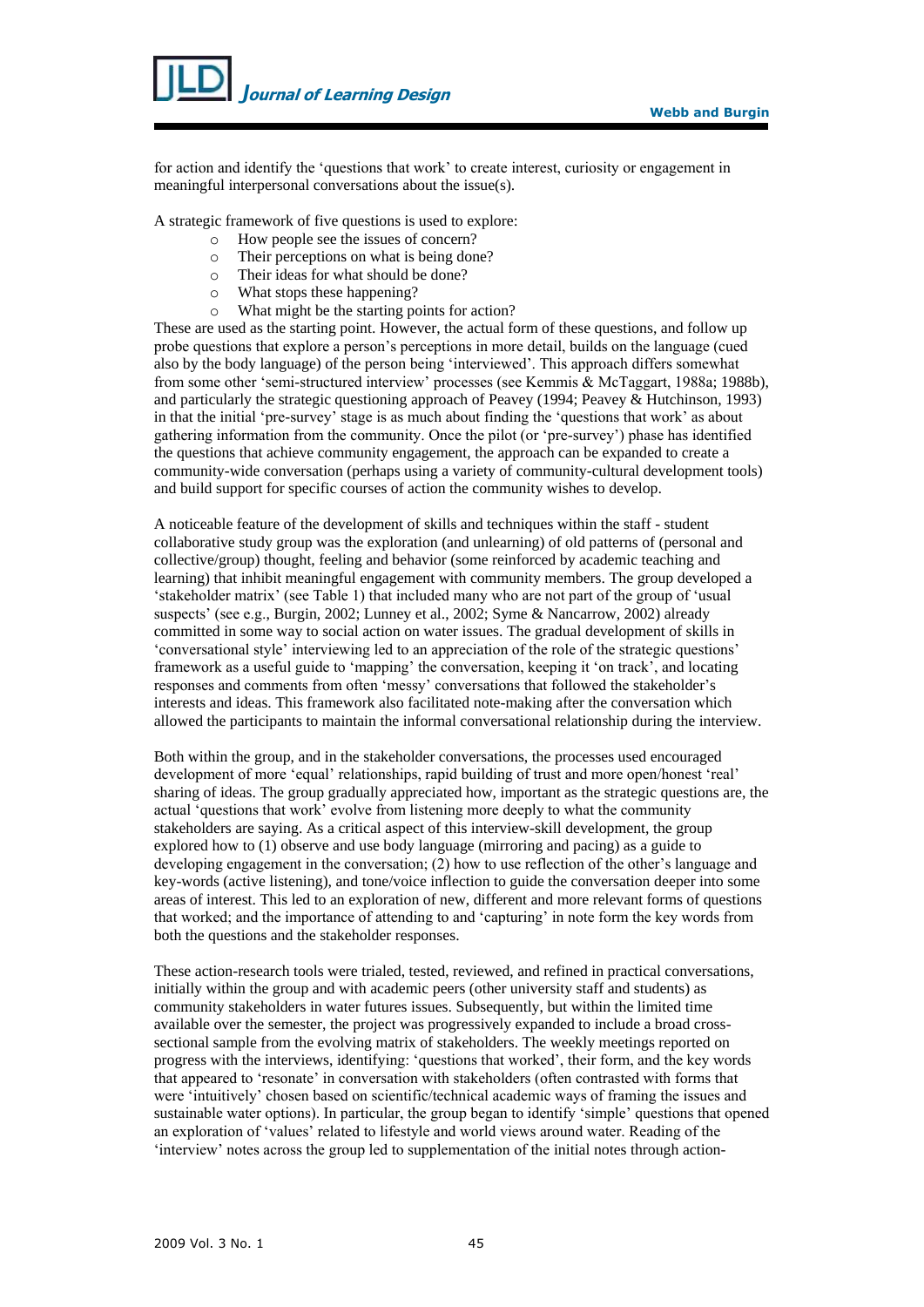for action and identify the 'questions that work' to create interest, curiosity or engagement in meaningful interpersonal conversations about the issue(s).

A strategic framework of five questions is used to explore:

- How people see the issues of concern?
- Their perceptions on what is being done?
- Their ideas for what should be done?
- What stops these happening?
- What might be the starting points for action?

These are used as the starting point. However, the actual form of these questions, and follow up probe questions that explore a person's perceptions in more detail, builds on the language (cued also by the body language) of the person being 'interviewed'. This approach differs somewhat from some other 'semi-structured interview' processes (see Kemmis & McTaggart, 1988a; 1988b), and particularly the strategic questioning approach of Peavey (1994; Peavey & Hutchinson, 1993) in that the initial 'pre-survey' stage is as much about finding the 'questions that work' as about gathering information from the community. Once the pilot (or 'pre-survey') phase has identified the questions that achieve community engagement, the approach can be expanded to create a community-wide conversation (perhaps using a variety of community-cultural development tools) and build support for specific courses of action the community wishes to develop.

A noticeable feature of the development of skills and techniques within the staff - student collaborative study group was the exploration (and unlearning) of old patterns of (personal and collective/group) thought, feeling and behavior (some reinforced by academic teaching and learning) that inhibit meaningful engagement with community members. The group developed a 'stakeholder matrix' (see Table 1) that included many who are not part of the group of 'usual suspects' (see e.g., Burgin, 2002; Lunney et al., 2002; Syme & Nancarrow, 2002) already committed in some way to social action on water issues. The gradual development of skills in 'conversational style' interviewing led to an appreciation of the role of the strategic questions' framework as a useful guide to 'mapping' the conversation, keeping it 'on track', and locating responses and comments from often 'messy' conversations that followed the stakeholder's interests and ideas. This framework also facilitated note-making after the conversation which allowed the participants to maintain the informal conversational relationship during the interview.

Both within the group, and in the stakeholder conversations, the processes used encouraged development of more 'equal' relationships, rapid building of trust and more open/honest 'real' sharing of ideas. The group gradually appreciated how, important as the strategic questions are, the actual 'questions that work' evolve from listening more deeply to what the community stakeholders are saying. As a critical aspect of this interview-skill development, the group explored how to (1) observe and use body language (mirroring and pacing) as a guide to developing engagement in the conversation; (2) how to use reflection of the other's language and key-words (active listening), and tone/voice inflection to guide the conversation deeper into some areas of interest. This led to an exploration of new, different and more relevant forms of questions that worked; and the importance of attending to and 'capturing' in note form the key words from both the questions and the stakeholder responses.

These action-research tools were trialed, tested, reviewed, and refined in practical conversations, initially within the group and with academic peers (other university staff and students) as community stakeholders in water futures issues. Subsequently, but within the limited time available over the semester, the project was progressively expanded to include a broad cross-sectional sample from the evolving matrix of stakeholders. The weekly meetings reported on progress with the interviews, identifying: 'questions that worked', their form, and the key words that appeared to 'resonate' in conversation with stakeholders (often contrasted with forms that were 'intuitively' chosen based on scientific/technical academic ways of framing the issues and sustainable water options). In particular, the group began to identify 'simple' questions that opened an exploration of 'values' related to lifestyle and world views around water. Reading of the 'interview' notes across the group led to supplementation of the initial notes through action-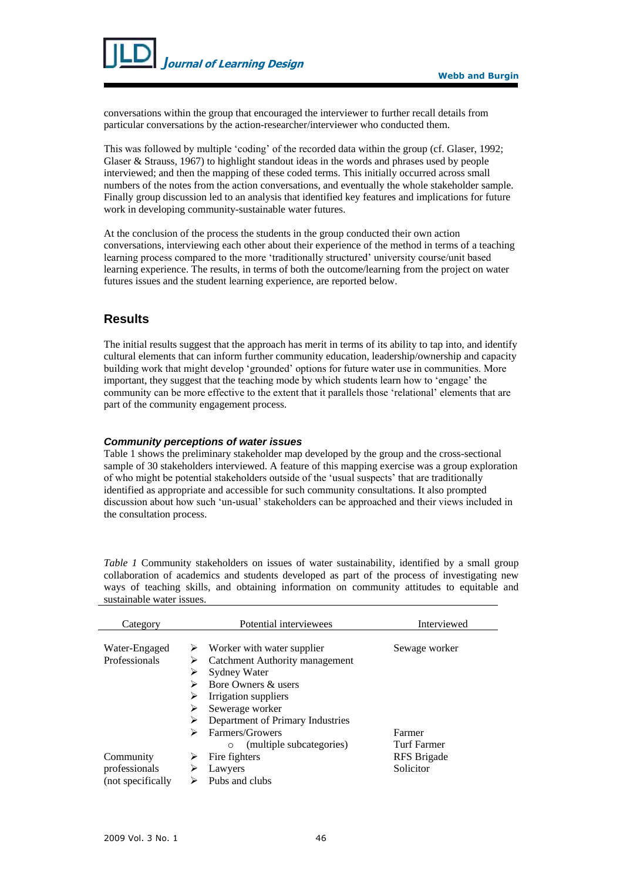conversations within the group that encouraged the interviewer to further recall details from particular conversations by the action-researcher/interviewer who conducted them.

This was followed by multiple 'coding' of the recorded data within the group (cf. Glaser, 1992; Glaser & Strauss, 1967) to highlight standout ideas in the words and phrases used by people interviewed; and then the mapping of these coded terms. This initially occurred across small numbers of the notes from the action conversations, and eventually the whole stakeholder sample. Finally group discussion led to an analysis that identified key features and implications for future work in developing community-sustainable water futures.

At the conclusion of the process the students in the group conducted their own action conversations, interviewing each other about their experience of the method in terms of a teaching learning process compared to the more 'traditionally structured' university course/unit based learning experience. The results, in terms of both the outcome/learning from the project on water futures issues and the student learning experience, are reported below.

## Results

The initial results suggest that the approach has merit in terms of its ability to tap into, and identify cultural elements that can inform further community education, leadership/ownership and capacity building work that might develop 'grounded' options for future water use in communities. More important, they suggest that the teaching mode by which students learn how to 'engage' the community can be more effective to the extent that it parallels those 'relational' elements that are part of the community engagement process.

### *Community perceptions of water issues*

Table 1 shows the preliminary stakeholder map developed by the group and the cross-sectional sample of 30 stakeholders interviewed. A feature of this mapping exercise was a group exploration of who might be potential stakeholders outside of the 'usual suspects' that are traditionally identified as appropriate and accessible for such community consultations. It also prompted discussion about how such 'un-usual' stakeholders can be approached and their views included in the consultation process.

*Table 1* Community stakeholders on issues of water sustainability, identified by a small group collaboration of academics and students developed as part of the process of investigating new ways of teaching skills, and obtaining information on community attitudes to equitable and sustainable water issues.

| Category | Potential interviewees | Interviewed |
|---|---|---|
| Water-Engaged Professionals | ➢ Worker with water supplier | Sewage worker |
| | ➢ Catchment Authority management | |
| | ➢ Sydney Water | |
| | ➢ Bore Owners & users | |
| | ➢ Irrigation suppliers | |
| | ➢ Sewerage worker | |
| | ➢ Department of Primary Industries | |
| | ➢ Farmers/Growers | Farmer |
| | ○ (multiple subcategories) | Turf Farmer |
| Community professionals (not specifically | ➢ Fire fighters | RFS Brigade |
| | ➢ Lawyers | Solicitor |
| | ➢ Pubs and clubs | |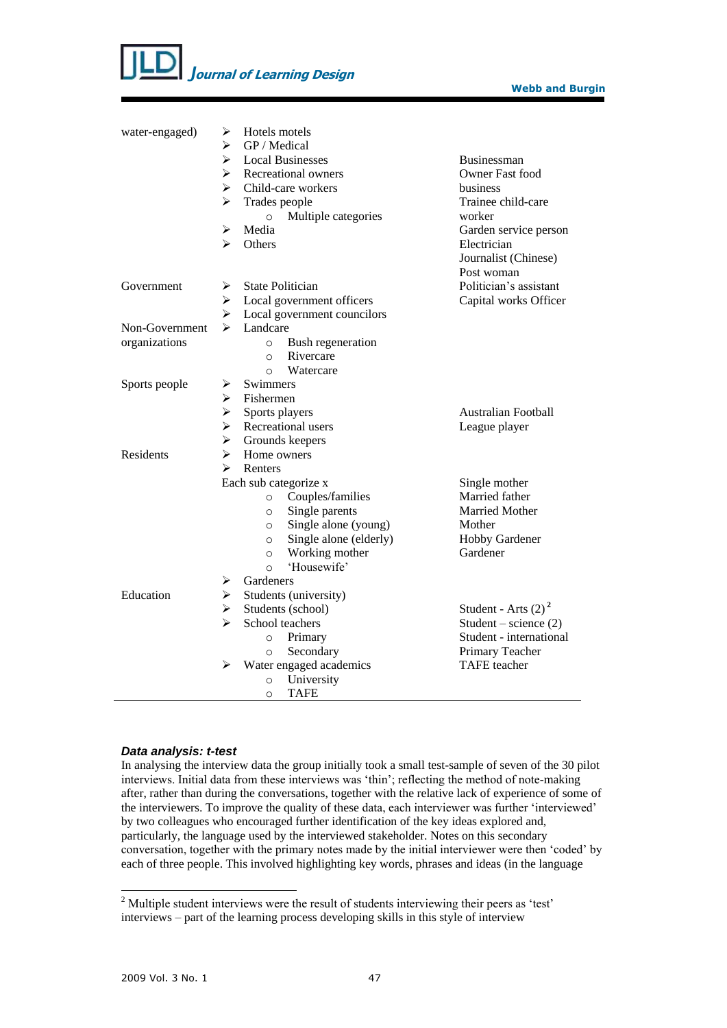| | | |
|---|---|---|
| water-engaged) | ➢ Hotels motels<br>➢ GP / Medical<br>➢ Local Businesses<br>➢ Recreational owners<br>➢ Child-care workers<br>➢ Trades people<br>  ○ Multiple categories<br>➢ Media<br>➢ Others | Businessman<br>Owner Fast food business<br>Trainee child-care worker<br>Garden service person<br>Electrician<br>Journalist (Chinese)<br>Post woman |
| Government | ➢ State Politician<br>➢ Local government officers<br>➢ Local government councilors | Politician's assistant<br>Capital works Officer |
| Non-Government organizations | ➢ Landcare<br>  ○ Bush regeneration<br>  ○ Rivercare<br>  ○ Watercare | |
| Sports people | ➢ Swimmers<br>➢ Fishermen<br>➢ Sports players<br>➢ Recreational users<br>➢ Grounds keepers | Australian Football League player |
| Residents | ➢ Home owners<br>➢ Renters<br>Each sub categorize x<br>  ○ Couples/families<br>  ○ Single parents<br>  ○ Single alone (young)<br>  ○ Single alone (elderly)<br>  ○ Working mother<br>  ○ 'Housewife'<br>➢ Gardeners | Single mother<br>Married father<br>Married Mother<br>Mother<br>Hobby Gardener<br>Gardener |
| Education | ➢ Students (university)<br>➢ Students (school)<br>➢ School teachers<br>  ○ Primary<br>  ○ Secondary<br>➢ Water engaged academics<br>  ○ University<br>  ○ TAFE | Student - Arts (2)[2]<br>Student – science (2)<br>Student - international<br>Primary Teacher<br>TAFE teacher |

### *Data analysis: t-test*

In analysing the interview data the group initially took a small test-sample of seven of the 30 pilot interviews. Initial data from these interviews was 'thin'; reflecting the method of note-making after, rather than during the conversations, together with the relative lack of experience of some of the interviewers. To improve the quality of these data, each interviewer was further 'interviewed' by two colleagues who encouraged further identification of the key ideas explored and, particularly, the language used by the interviewed stakeholder. Notes on this secondary conversation, together with the primary notes made by the initial interviewer were then 'coded' by each of three people. This involved highlighting key words, phrases and ideas (in the language

---

[2] Multiple student interviews were the result of students interviewing their peers as 'test' interviews – part of the learning process developing skills in this style of interview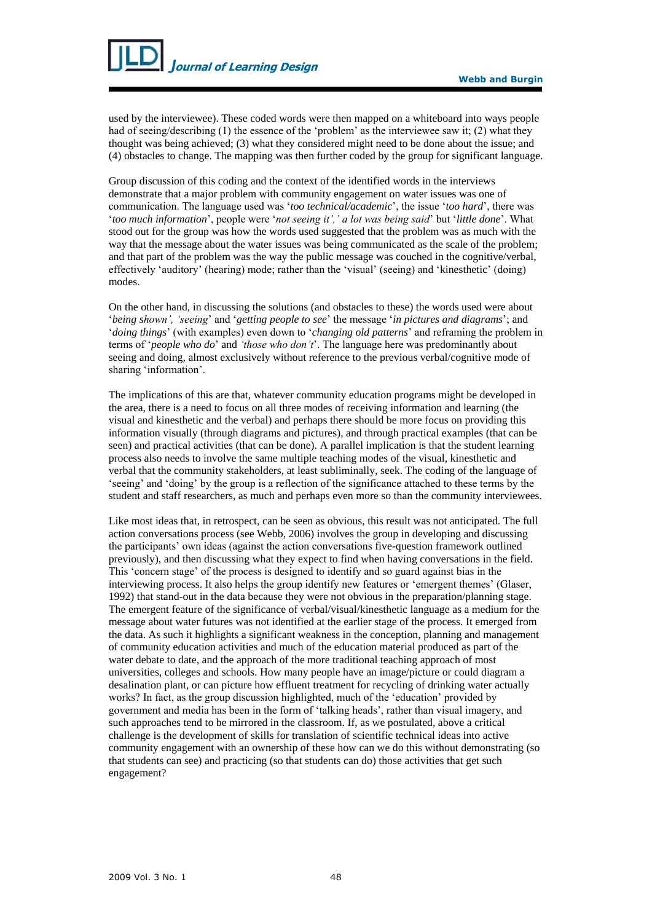used by the interviewee). These coded words were then mapped on a whiteboard into ways people had of seeing/describing (1) the essence of the 'problem' as the interviewee saw it; (2) what they thought was being achieved; (3) what they considered might need to be done about the issue; and (4) obstacles to change. The mapping was then further coded by the group for significant language.

Group discussion of this coding and the context of the identified words in the interviews demonstrate that a major problem with community engagement on water issues was one of communication. The language used was '*too technical/academic*', the issue '*too hard*', there was '*too much information*', people were '*not seeing it',' a lot was being said*' but '*little done*'. What stood out for the group was how the words used suggested that the problem was as much with the way that the message about the water issues was being communicated as the scale of the problem; and that part of the problem was the way the public message was couched in the cognitive/verbal, effectively 'auditory' (hearing) mode; rather than the 'visual' (seeing) and 'kinesthetic' (doing) modes.

On the other hand, in discussing the solutions (and obstacles to these) the words used were about '*being shown', 'seeing*' and '*getting people to see*' the message '*in pictures and diagrams*'; and '*doing things*' (with examples) even down to '*changing old patterns*' and reframing the problem in terms of '*people who do*' and *'those who don't*'. The language here was predominantly about seeing and doing, almost exclusively without reference to the previous verbal/cognitive mode of sharing 'information'.

The implications of this are that, whatever community education programs might be developed in the area, there is a need to focus on all three modes of receiving information and learning (the visual and kinesthetic and the verbal) and perhaps there should be more focus on providing this information visually (through diagrams and pictures), and through practical examples (that can be seen) and practical activities (that can be done). A parallel implication is that the student learning process also needs to involve the same multiple teaching modes of the visual, kinesthetic and verbal that the community stakeholders, at least subliminally, seek. The coding of the language of 'seeing' and 'doing' by the group is a reflection of the significance attached to these terms by the student and staff researchers, as much and perhaps even more so than the community interviewees.

Like most ideas that, in retrospect, can be seen as obvious, this result was not anticipated. The full action conversations process (see Webb, 2006) involves the group in developing and discussing the participants' own ideas (against the action conversations five-question framework outlined previously), and then discussing what they expect to find when having conversations in the field. This 'concern stage' of the process is designed to identify and so guard against bias in the interviewing process. It also helps the group identify new features or 'emergent themes' (Glaser, 1992) that stand-out in the data because they were not obvious in the preparation/planning stage. The emergent feature of the significance of verbal/visual/kinesthetic language as a medium for the message about water futures was not identified at the earlier stage of the process. It emerged from the data. As such it highlights a significant weakness in the conception, planning and management of community education activities and much of the education material produced as part of the water debate to date, and the approach of the more traditional teaching approach of most universities, colleges and schools. How many people have an image/picture or could diagram a desalination plant, or can picture how effluent treatment for recycling of drinking water actually works? In fact, as the group discussion highlighted, much of the 'education' provided by government and media has been in the form of 'talking heads', rather than visual imagery, and such approaches tend to be mirrored in the classroom. If, as we postulated, above a critical challenge is the development of skills for translation of scientific technical ideas into active community engagement with an ownership of these how can we do this without demonstrating (so that students can see) and practicing (so that students can do) those activities that get such engagement?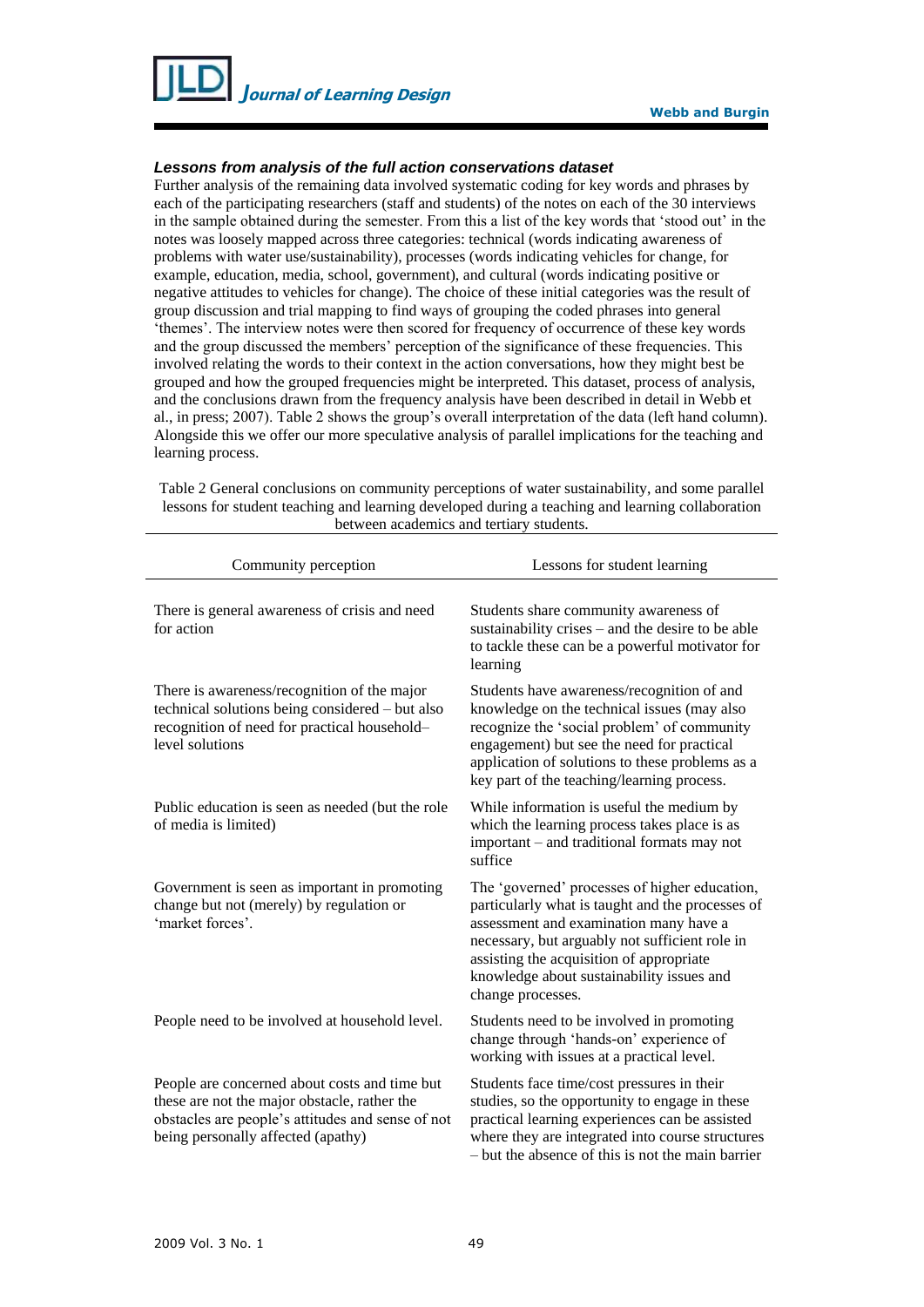### *Lessons from analysis of the full action conservations dataset*

Further analysis of the remaining data involved systematic coding for key words and phrases by each of the participating researchers (staff and students) of the notes on each of the 30 interviews in the sample obtained during the semester. From this a list of the key words that 'stood out' in the notes was loosely mapped across three categories: technical (words indicating awareness of problems with water use/sustainability), processes (words indicating vehicles for change, for example, education, media, school, government), and cultural (words indicating positive or negative attitudes to vehicles for change). The choice of these initial categories was the result of group discussion and trial mapping to find ways of grouping the coded phrases into general 'themes'. The interview notes were then scored for frequency of occurrence of these key words and the group discussed the members' perception of the significance of these frequencies. This involved relating the words to their context in the action conversations, how they might best be grouped and how the grouped frequencies might be interpreted. This dataset, process of analysis, and the conclusions drawn from the frequency analysis have been described in detail in Webb et al., in press; 2007). Table 2 shows the group's overall interpretation of the data (left hand column). Alongside this we offer our more speculative analysis of parallel implications for the teaching and learning process.

Table 2 General conclusions on community perceptions of water sustainability, and some parallel lessons for student teaching and learning developed during a teaching and learning collaboration between academics and tertiary students.

| Community perception | Lessons for student learning |
|---|---|
| There is general awareness of crisis and need for action | Students share community awareness of sustainability crises – and the desire to be able to tackle these can be a powerful motivator for learning |
| There is awareness/recognition of the major technical solutions being considered – but also recognition of need for practical household–level solutions | Students have awareness/recognition of and knowledge on the technical issues (may also recognize the 'social problem' of community engagement) but see the need for practical application of solutions to these problems as a key part of the teaching/learning process. |
| Public education is seen as needed (but the role of media is limited) | While information is useful the medium by which the learning process takes place is as important – and traditional formats may not suffice |
| Government is seen as important in promoting change but not (merely) by regulation or 'market forces'. | The 'governed' processes of higher education, particularly what is taught and the processes of assessment and examination many have a necessary, but arguably not sufficient role in assisting the acquisition of appropriate knowledge about sustainability issues and change processes. |
| People need to be involved at household level. | Students need to be involved in promoting change through 'hands-on' experience of working with issues at a practical level. |
| People are concerned about costs and time but these are not the major obstacle, rather the obstacles are people's attitudes and sense of not being personally affected (apathy) | Students face time/cost pressures in their studies, so the opportunity to engage in these practical learning experiences can be assisted where they are integrated into course structures – but the absence of this is not the main barrier |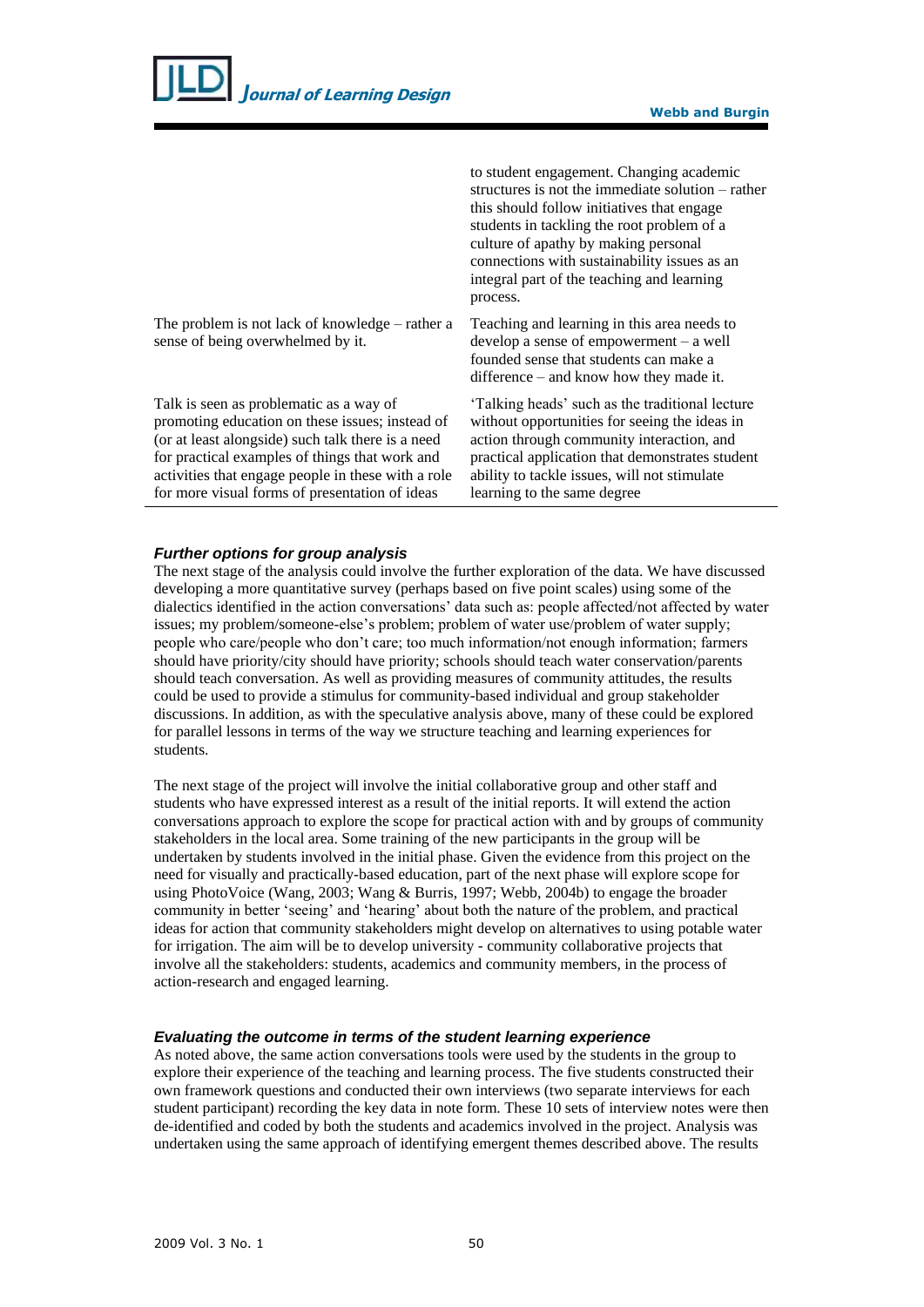| | |
|---|---|
| | to student engagement. Changing academic structures is not the immediate solution – rather this should follow initiatives that engage students in tackling the root problem of a culture of apathy by making personal connections with sustainability issues as an integral part of the teaching and learning process. |
| The problem is not lack of knowledge – rather a sense of being overwhelmed by it. | Teaching and learning in this area needs to develop a sense of empowerment – a well founded sense that students can make a difference – and know how they made it. |
| Talk is seen as problematic as a way of promoting education on these issues; instead of (or at least alongside) such talk there is a need for practical examples of things that work and activities that engage people in these with a role for more visual forms of presentation of ideas | 'Talking heads' such as the traditional lecture without opportunities for seeing the ideas in action through community interaction, and practical application that demonstrates student ability to tackle issues, will not stimulate learning to the same degree |

### *Further options for group analysis*

The next stage of the analysis could involve the further exploration of the data. We have discussed developing a more quantitative survey (perhaps based on five point scales) using some of the dialectics identified in the action conversations' data such as: people affected/not affected by water issues; my problem/someone-else's problem; problem of water use/problem of water supply; people who care/people who don't care; too much information/not enough information; farmers should have priority/city should have priority; schools should teach water conservation/parents should teach conversation. As well as providing measures of community attitudes, the results could be used to provide a stimulus for community-based individual and group stakeholder discussions. In addition, as with the speculative analysis above, many of these could be explored for parallel lessons in terms of the way we structure teaching and learning experiences for students.

The next stage of the project will involve the initial collaborative group and other staff and students who have expressed interest as a result of the initial reports. It will extend the action conversations approach to explore the scope for practical action with and by groups of community stakeholders in the local area. Some training of the new participants in the group will be undertaken by students involved in the initial phase. Given the evidence from this project on the need for visually and practically-based education, part of the next phase will explore scope for using PhotoVoice (Wang, 2003; Wang & Burris, 1997; Webb, 2004b) to engage the broader community in better 'seeing' and 'hearing' about both the nature of the problem, and practical ideas for action that community stakeholders might develop on alternatives to using potable water for irrigation. The aim will be to develop university - community collaborative projects that involve all the stakeholders: students, academics and community members, in the process of action-research and engaged learning.

### *Evaluating the outcome in terms of the student learning experience*

As noted above, the same action conversations tools were used by the students in the group to explore their experience of the teaching and learning process. The five students constructed their own framework questions and conducted their own interviews (two separate interviews for each student participant) recording the key data in note form. These 10 sets of interview notes were then de-identified and coded by both the students and academics involved in the project. Analysis was undertaken using the same approach of identifying emergent themes described above. The results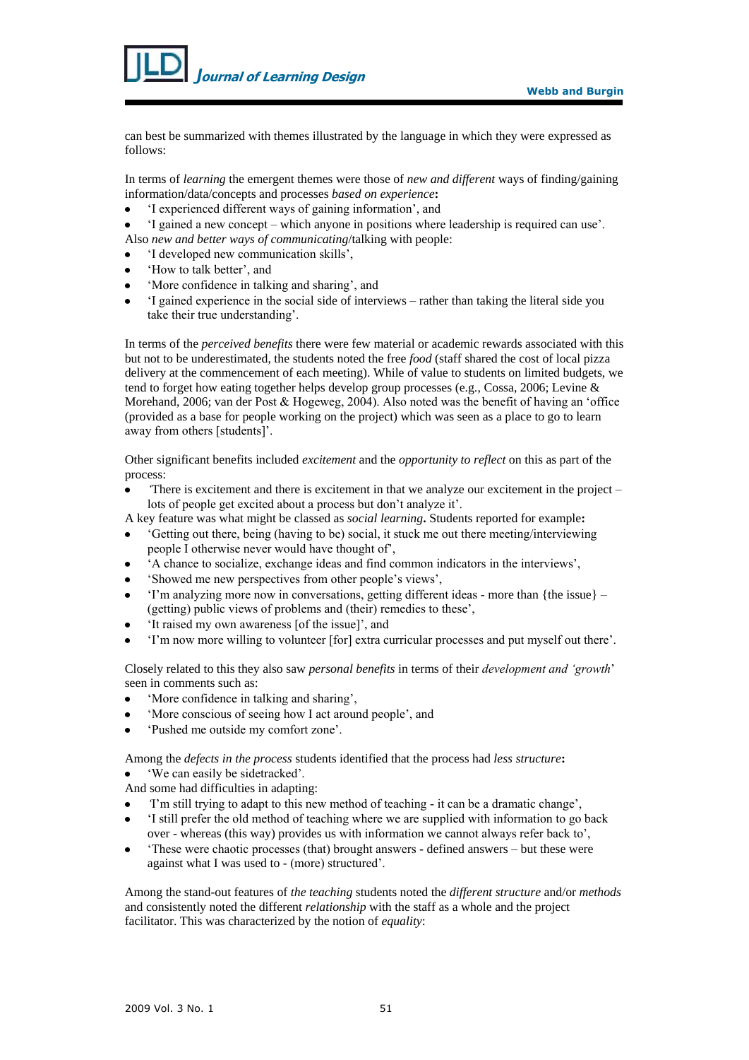can best be summarized with themes illustrated by the language in which they were expressed as follows:

In terms of *learning* the emergent themes were those of *new and different* ways of finding/gaining information/data/concepts and processes *based on experience***:**

- 'I experienced different ways of gaining information', and
- 'I gained a new concept – which anyone in positions where leadership is required can use'.

Also *new and better ways of communicating*/talking with people:

- 'I developed new communication skills',
- 'How to talk better', and
- 'More confidence in talking and sharing', and
- 'I gained experience in the social side of interviews – rather than taking the literal side you take their true understanding'.

In terms of the *perceived benefits* there were few material or academic rewards associated with this but not to be underestimated, the students noted the free *food* (staff shared the cost of local pizza delivery at the commencement of each meeting). While of value to students on limited budgets, we tend to forget how eating together helps develop group processes (e.g., Cossa, 2006; Levine & Morehand, 2006; van der Post & Hogeweg, 2004). Also noted was the benefit of having an 'office (provided as a base for people working on the project) which was seen as a place to go to learn away from others [students]'.

Other significant benefits included *excitement* and the *opportunity to reflect* on this as part of the process:

- 'There is excitement and there is excitement in that we analyze our excitement in the project – lots of people get excited about a process but don't analyze it'.

A key feature was what might be classed as *social learning***.** Students reported for example**:**

- 'Getting out there, being (having to be) social, it stuck me out there meeting/interviewing people I otherwise never would have thought of',
- 'A chance to socialize, exchange ideas and find common indicators in the interviews',
- 'Showed me new perspectives from other people's views',
- 'I'm analyzing more now in conversations, getting different ideas - more than {the issue} – (getting) public views of problems and (their) remedies to these',
- 'It raised my own awareness [of the issue]', and
- 'I'm now more willing to volunteer [for] extra curricular processes and put myself out there'.

Closely related to this they also saw *personal benefits* in terms of their *development and 'growth*' seen in comments such as:

- 'More confidence in talking and sharing',
- 'More conscious of seeing how I act around people', and
- 'Pushed me outside my comfort zone'.

Among the *defects in the process* students identified that the process had *less structure***:**

- 'We can easily be sidetracked'.

And some had difficulties in adapting:

- 'I'm still trying to adapt to this new method of teaching - it can be a dramatic change',
- 'I still prefer the old method of teaching where we are supplied with information to go back over - whereas (this way) provides us with information we cannot always refer back to',
- 'These were chaotic processes (that) brought answers - defined answers – but these were against what I was used to - (more) structured'.

Among the stand-out features of *the teaching* students noted the *different structure* and/or *methods* and consistently noted the different *relationship* with the staff as a whole and the project facilitator. This was characterized by the notion of *equality*: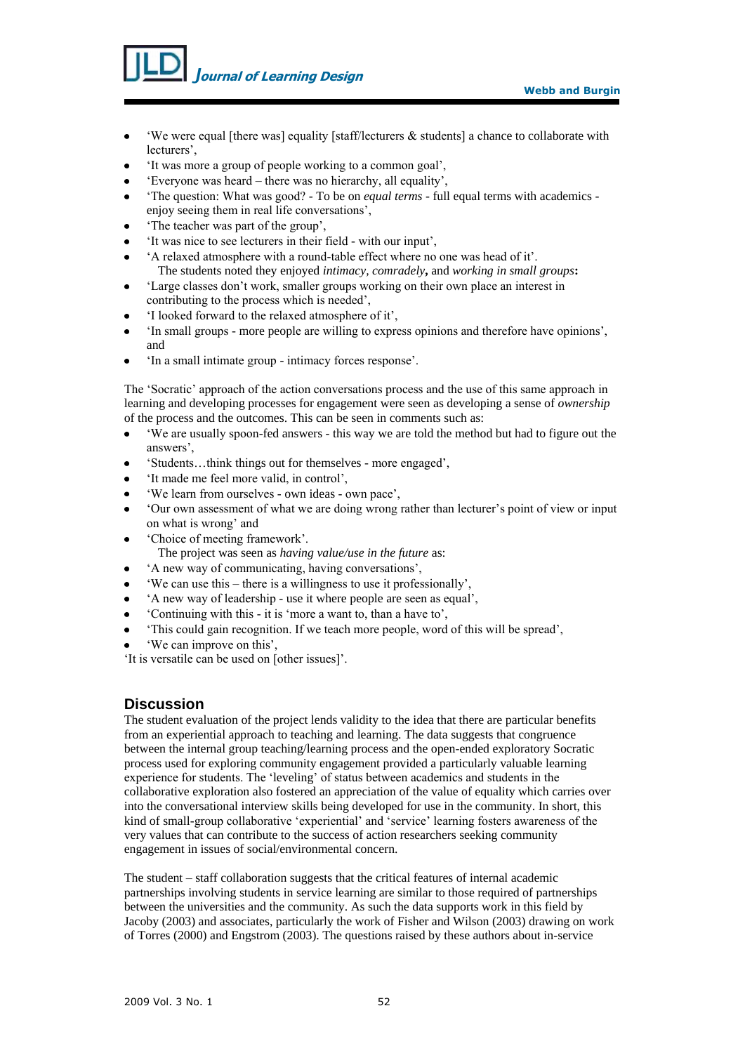- 'We were equal [there was] equality [staff/lecturers & students] a chance to collaborate with lecturers',
- 'It was more a group of people working to a common goal',
- 'Everyone was heard – there was no hierarchy, all equality',
- 'The question: What was good? - To be on *equal terms* - full equal terms with academics - enjoy seeing them in real life conversations',
- 'The teacher was part of the group',
- 'It was nice to see lecturers in their field - with our input',
- 'A relaxed atmosphere with a round-table effect where no one was head of it'.

  The students noted they enjoyed *intimacy, comradely,* and *working in small groups***:**
- 'Large classes don't work, smaller groups working on their own place an interest in contributing to the process which is needed',
- 'I looked forward to the relaxed atmosphere of it',
- 'In small groups - more people are willing to express opinions and therefore have opinions', and
- 'In a small intimate group - intimacy forces response'.

The 'Socratic' approach of the action conversations process and the use of this same approach in learning and developing processes for engagement were seen as developing a sense of *ownership* of the process and the outcomes. This can be seen in comments such as:

- 'We are usually spoon-fed answers - this way we are told the method but had to figure out the answers',
- 'Students…think things out for themselves - more engaged',
- 'It made me feel more valid, in control',
- 'We learn from ourselves - own ideas - own pace',
- 'Our own assessment of what we are doing wrong rather than lecturer's point of view or input on what is wrong' and
- 'Choice of meeting framework'.

  The project was seen as *having value/use in the future* as:
- 'A new way of communicating, having conversations',
- 'We can use this – there is a willingness to use it professionally',
- 'A new way of leadership - use it where people are seen as equal',
- 'Continuing with this - it is 'more a want to, than a have to',
- 'This could gain recognition. If we teach more people, word of this will be spread',
- 'We can improve on this',

'It is versatile can be used on [other issues]'.

## Discussion

The student evaluation of the project lends validity to the idea that there are particular benefits from an experiential approach to teaching and learning. The data suggests that congruence between the internal group teaching/learning process and the open-ended exploratory Socratic process used for exploring community engagement provided a particularly valuable learning experience for students. The 'leveling' of status between academics and students in the collaborative exploration also fostered an appreciation of the value of equality which carries over into the conversational interview skills being developed for use in the community. In short, this kind of small-group collaborative 'experiential' and 'service' learning fosters awareness of the very values that can contribute to the success of action researchers seeking community engagement in issues of social/environmental concern.

The student – staff collaboration suggests that the critical features of internal academic partnerships involving students in service learning are similar to those required of partnerships between the universities and the community. As such the data supports work in this field by Jacoby (2003) and associates, particularly the work of Fisher and Wilson (2003) drawing on work of Torres (2000) and Engstrom (2003). The questions raised by these authors about in-service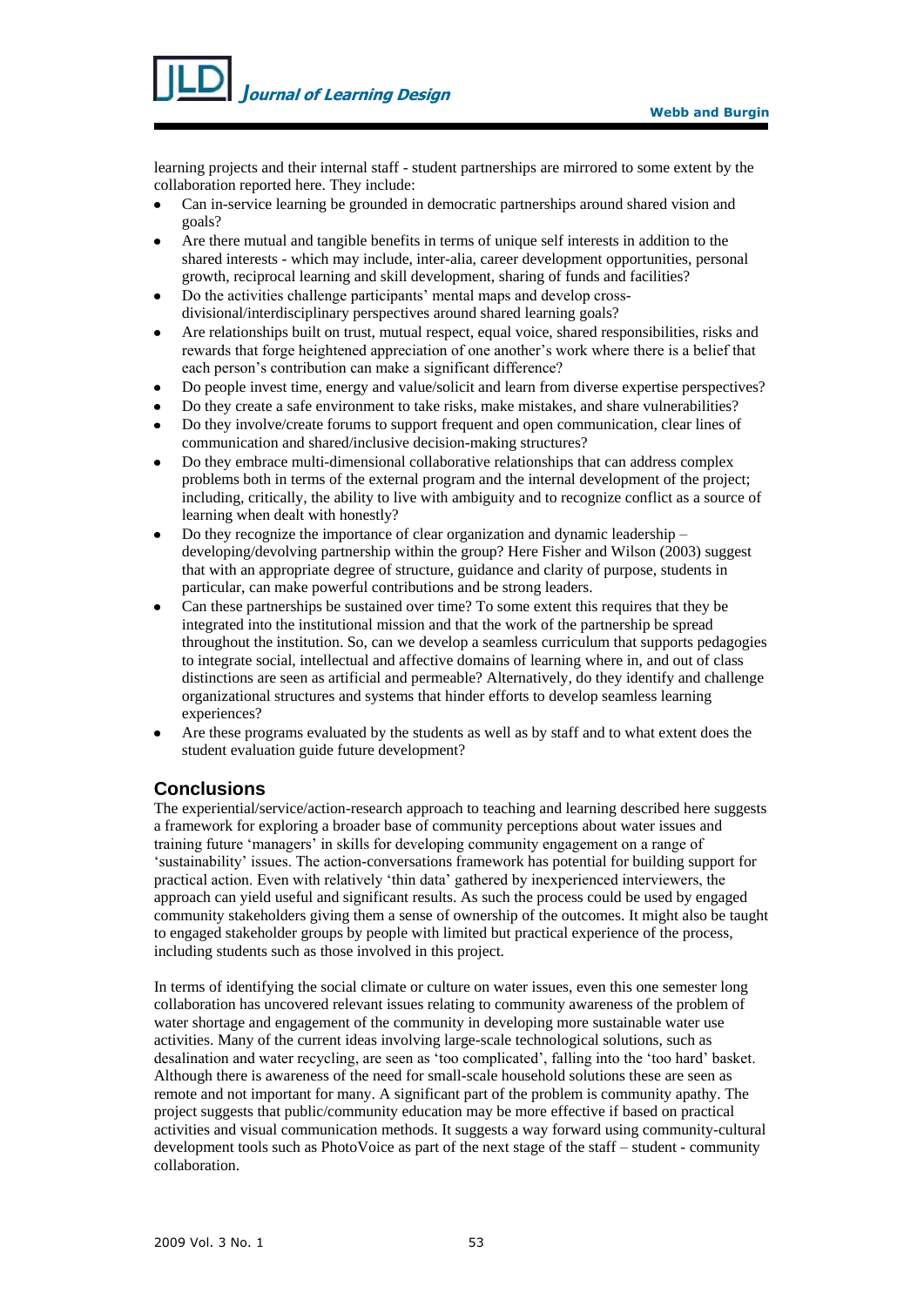learning projects and their internal staff - student partnerships are mirrored to some extent by the collaboration reported here. They include:

- Can in-service learning be grounded in democratic partnerships around shared vision and goals?
- Are there mutual and tangible benefits in terms of unique self interests in addition to the shared interests - which may include, inter-alia, career development opportunities, personal growth, reciprocal learning and skill development, sharing of funds and facilities?
- Do the activities challenge participants' mental maps and develop cross-divisional/interdisciplinary perspectives around shared learning goals?
- Are relationships built on trust, mutual respect, equal voice, shared responsibilities, risks and rewards that forge heightened appreciation of one another's work where there is a belief that each person's contribution can make a significant difference?
- Do people invest time, energy and value/solicit and learn from diverse expertise perspectives?
- Do they create a safe environment to take risks, make mistakes, and share vulnerabilities?
- Do they involve/create forums to support frequent and open communication, clear lines of communication and shared/inclusive decision-making structures?
- Do they embrace multi-dimensional collaborative relationships that can address complex problems both in terms of the external program and the internal development of the project; including, critically, the ability to live with ambiguity and to recognize conflict as a source of learning when dealt with honestly?
- Do they recognize the importance of clear organization and dynamic leadership – developing/devolving partnership within the group? Here Fisher and Wilson (2003) suggest that with an appropriate degree of structure, guidance and clarity of purpose, students in particular, can make powerful contributions and be strong leaders.
- Can these partnerships be sustained over time? To some extent this requires that they be integrated into the institutional mission and that the work of the partnership be spread throughout the institution. So, can we develop a seamless curriculum that supports pedagogies to integrate social, intellectual and affective domains of learning where in, and out of class distinctions are seen as artificial and permeable? Alternatively, do they identify and challenge organizational structures and systems that hinder efforts to develop seamless learning experiences?
- Are these programs evaluated by the students as well as by staff and to what extent does the student evaluation guide future development?

## Conclusions

The experiential/service/action-research approach to teaching and learning described here suggests a framework for exploring a broader base of community perceptions about water issues and training future 'managers' in skills for developing community engagement on a range of 'sustainability' issues. The action-conversations framework has potential for building support for practical action. Even with relatively 'thin data' gathered by inexperienced interviewers, the approach can yield useful and significant results. As such the process could be used by engaged community stakeholders giving them a sense of ownership of the outcomes. It might also be taught to engaged stakeholder groups by people with limited but practical experience of the process, including students such as those involved in this project.

In terms of identifying the social climate or culture on water issues, even this one semester long collaboration has uncovered relevant issues relating to community awareness of the problem of water shortage and engagement of the community in developing more sustainable water use activities. Many of the current ideas involving large-scale technological solutions, such as desalination and water recycling, are seen as 'too complicated', falling into the 'too hard' basket. Although there is awareness of the need for small-scale household solutions these are seen as remote and not important for many. A significant part of the problem is community apathy. The project suggests that public/community education may be more effective if based on practical activities and visual communication methods. It suggests a way forward using community-cultural development tools such as PhotoVoice as part of the next stage of the staff – student - community collaboration.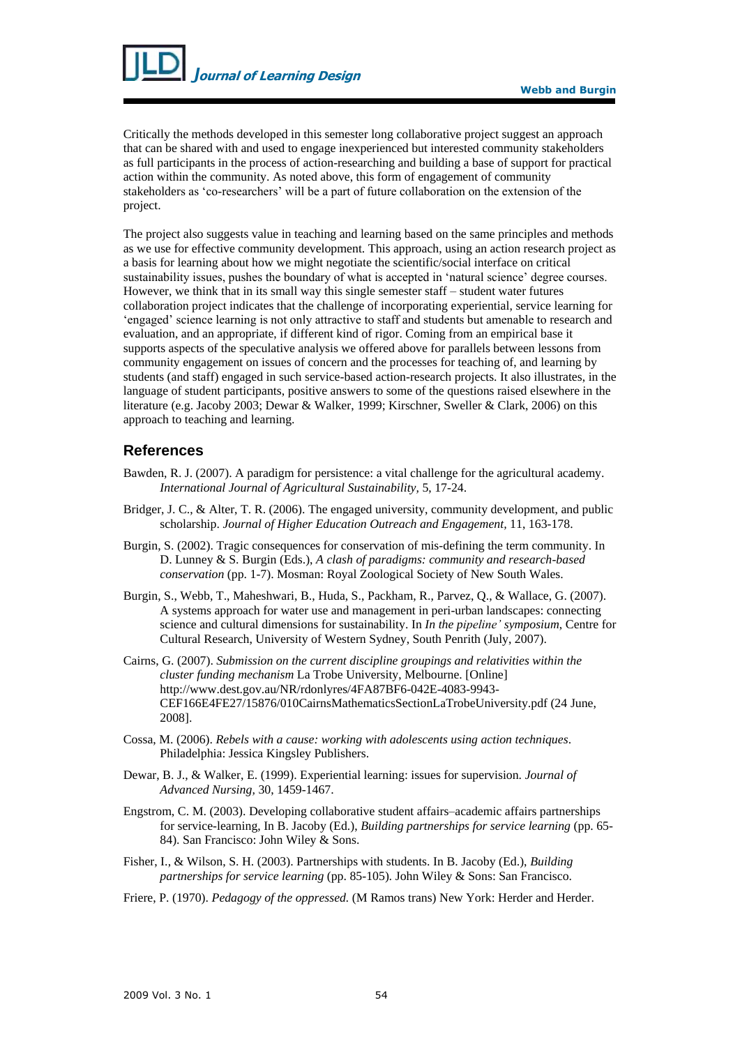Critically the methods developed in this semester long collaborative project suggest an approach that can be shared with and used to engage inexperienced but interested community stakeholders as full participants in the process of action-researching and building a base of support for practical action within the community. As noted above, this form of engagement of community stakeholders as 'co-researchers' will be a part of future collaboration on the extension of the project.

The project also suggests value in teaching and learning based on the same principles and methods as we use for effective community development. This approach, using an action research project as a basis for learning about how we might negotiate the scientific/social interface on critical sustainability issues, pushes the boundary of what is accepted in 'natural science' degree courses. However, we think that in its small way this single semester staff – student water futures collaboration project indicates that the challenge of incorporating experiential, service learning for 'engaged' science learning is not only attractive to staff and students but amenable to research and evaluation, and an appropriate, if different kind of rigor. Coming from an empirical base it supports aspects of the speculative analysis we offered above for parallels between lessons from community engagement on issues of concern and the processes for teaching of, and learning by students (and staff) engaged in such service-based action-research projects. It also illustrates, in the language of student participants, positive answers to some of the questions raised elsewhere in the literature (e.g. Jacoby 2003; Dewar & Walker, 1999; Kirschner, Sweller & Clark, 2006) on this approach to teaching and learning.

## References

Bawden, R. J. (2007). A paradigm for persistence: a vital challenge for the agricultural academy. *International Journal of Agricultural Sustainability,* 5, 17-24.

Bridger, J. C., & Alter, T. R. (2006). The engaged university, community development, and public scholarship. *Journal of Higher Education Outreach and Engagement*, 11, 163-178.

Burgin, S. (2002). Tragic consequences for conservation of mis-defining the term community. In D. Lunney & S. Burgin (Eds.), *A clash of paradigms: community and research-based conservation* (pp. 1-7). Mosman: Royal Zoological Society of New South Wales.

Burgin, S., Webb, T., Maheshwari, B., Huda, S., Packham, R., Parvez, Q., & Wallace, G. (2007). A systems approach for water use and management in peri-urban landscapes: connecting science and cultural dimensions for sustainability. In *In the pipeline' symposium*, Centre for Cultural Research, University of Western Sydney, South Penrith (July, 2007).

Cairns, G. (2007). *Submission on the current discipline groupings and relativities within the cluster funding mechanism* La Trobe University, Melbourne. [Online] http://www.dest.gov.au/NR/rdonlyres/4FA87BF6-042E-4083-9943-CEF166E4FE27/15876/010CairnsMathematicsSectionLaTrobeUniversity.pdf (24 June, 2008].

Cossa, M. (2006). *Rebels with a cause: working with adolescents using action techniques*. Philadelphia: Jessica Kingsley Publishers.

Dewar, B. J., & Walker, E. (1999). Experiential learning: issues for supervision. *Journal of Advanced Nursing,* 30, 1459-1467.

Engstrom, C. M. (2003). Developing collaborative student affairs–academic affairs partnerships for service-learning, In B. Jacoby (Ed.), *Building partnerships for service learning* (pp. 65-84). San Francisco: John Wiley & Sons.

Fisher, I., & Wilson, S. H. (2003). Partnerships with students. In B. Jacoby (Ed.), *Building partnerships for service learning* (pp. 85-105)*.* John Wiley & Sons: San Francisco.

Friere, P. (1970). *Pedagogy of the oppressed.* (M Ramos trans) New York: Herder and Herder.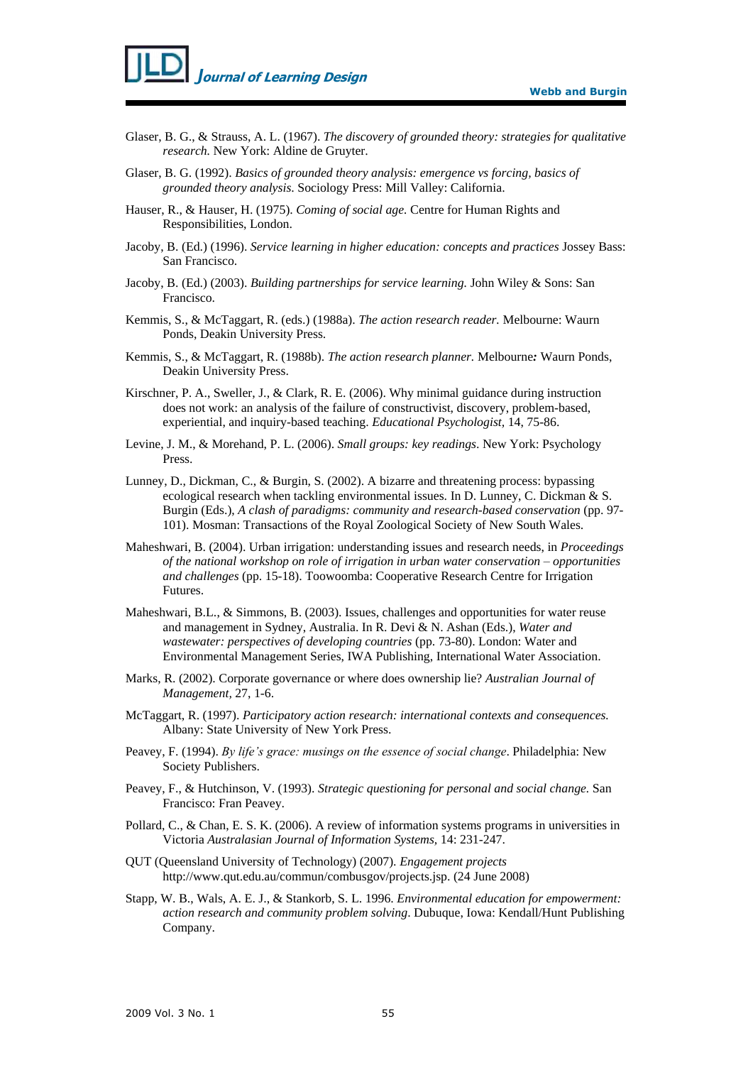Glaser, B. G., & Strauss, A. L. (1967). *The discovery of grounded theory: strategies for qualitative research.* New York: Aldine de Gruyter.

Glaser, B. G. (1992). *Basics of grounded theory analysis: emergence vs forcing, basics of grounded theory analysis.* Sociology Press: Mill Valley: California.

Hauser, R., & Hauser, H. (1975). *Coming of social age.* Centre for Human Rights and Responsibilities, London.

Jacoby, B. (Ed.) (1996). *Service learning in higher education: concepts and practices* Jossey Bass: San Francisco.

Jacoby, B. (Ed.) (2003). *Building partnerships for service learning.* John Wiley & Sons: San Francisco.

Kemmis, S., & McTaggart, R. (eds.) (1988a). *The action research reader.* Melbourne: Waurn Ponds, Deakin University Press.

Kemmis, S., & McTaggart, R. (1988b). *The action research planner.* Melbourne**:** Waurn Ponds, Deakin University Press.

Kirschner, P. A., Sweller, J., & Clark, R. E. (2006). Why minimal guidance during instruction does not work: an analysis of the failure of constructivist, discovery, problem-based, experiential, and inquiry-based teaching. *Educational Psychologist,* 14, 75-86.

Levine, J. M., & Morehand, P. L. (2006). *Small groups: key readings*. New York: Psychology Press.

Lunney, D., Dickman, C., & Burgin, S. (2002). A bizarre and threatening process: bypassing ecological research when tackling environmental issues. In D. Lunney, C. Dickman & S. Burgin (Eds.), *A clash of paradigms: community and research-based conservation* (pp. 97-101). Mosman: Transactions of the Royal Zoological Society of New South Wales.

Maheshwari, B. (2004). Urban irrigation: understanding issues and research needs, in *Proceedings of the national workshop on role of irrigation in urban water conservation – opportunities and challenges* (pp. 15-18). Toowoomba: Cooperative Research Centre for Irrigation Futures.

Maheshwari, B.L., & Simmons, B. (2003). Issues, challenges and opportunities for water reuse and management in Sydney, Australia. In R. Devi & N. Ashan (Eds.), *Water and wastewater: perspectives of developing countries* (pp. 73-80). London: Water and Environmental Management Series, IWA Publishing, International Water Association.

Marks, R. (2002). Corporate governance or where does ownership lie? *Australian Journal of Management,* 27, 1-6.

McTaggart, R. (1997). *Participatory action research: international contexts and consequences.* Albany: State University of New York Press.

Peavey, F. (1994). *By life's grace: musings on the essence of social change*. Philadelphia: New Society Publishers.

Peavey, F., & Hutchinson, V. (1993). *Strategic questioning for personal and social change.* San Francisco: Fran Peavey.

Pollard, C., & Chan, E. S. K. (2006). A review of information systems programs in universities in Victoria *Australasian Journal of Information Systems,* 14: 231-247.

QUT (Queensland University of Technology) (2007). *Engagement projects* http://www.qut.edu.au/commun/combusgov/projects.jsp. (24 June 2008)

Stapp, W. B., Wals, A. E. J., & Stankorb, S. L. 1996. *Environmental education for empowerment: action research and community problem solving*. Dubuque, Iowa: Kendall/Hunt Publishing Company.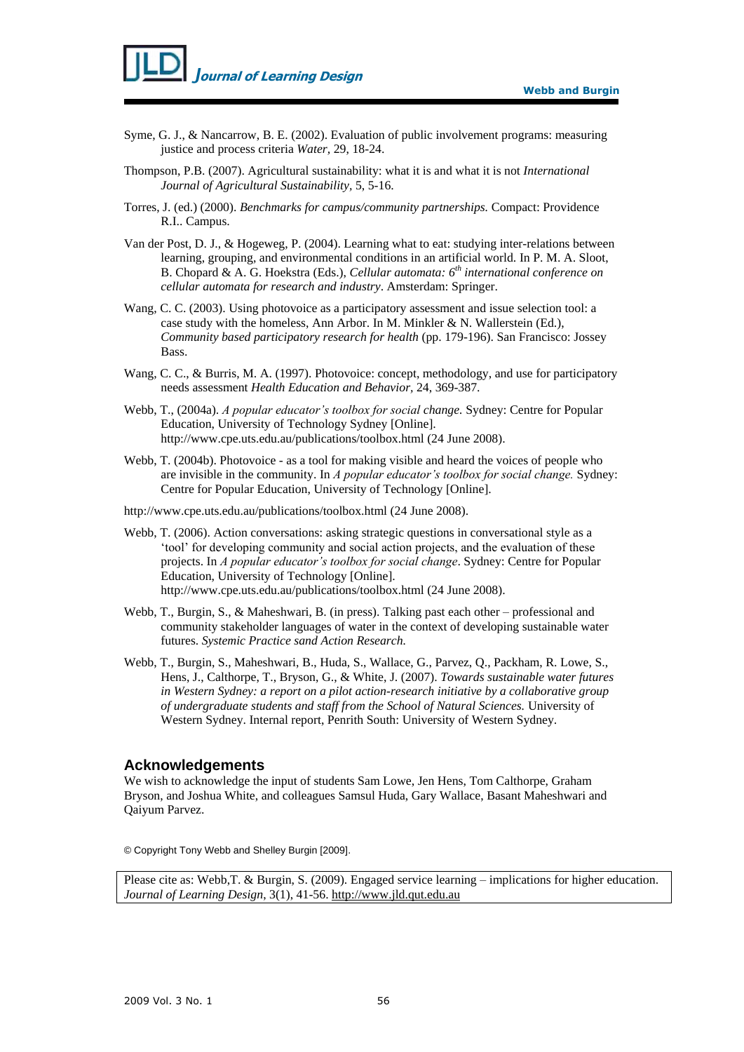Syme, G. J., & Nancarrow, B. E. (2002). Evaluation of public involvement programs: measuring justice and process criteria *Water,* 29, 18-24.

Thompson, P.B. (2007). Agricultural sustainability: what it is and what it is not *International Journal of Agricultural Sustainability,* 5, 5-16.

Torres, J. (ed.) (2000). *Benchmarks for campus/community partnerships.* Compact: Providence R.I.. Campus.

Van der Post, D. J., & Hogeweg, P. (2004). Learning what to eat: studying inter-relations between learning, grouping, and environmental conditions in an artificial world. In P. M. A. Sloot, B. Chopard & A. G. Hoekstra (Eds.), *Cellular automata: 6th international conference on cellular automata for research and industry*. Amsterdam: Springer.

Wang, C. C. (2003). Using photovoice as a participatory assessment and issue selection tool: a case study with the homeless, Ann Arbor. In M. Minkler & N. Wallerstein (Ed.), *Community based participatory research for health* (pp. 179-196). San Francisco: Jossey Bass.

Wang, C. C., & Burris, M. A. (1997). Photovoice: concept, methodology, and use for participatory needs assessment *Health Education and Behavior*, 24, 369-387.

Webb, T., (2004a). *A popular educator's toolbox for social change.* Sydney: Centre for Popular Education, University of Technology Sydney [Online]. http://www.cpe.uts.edu.au/publications/toolbox.html (24 June 2008).

Webb, T. (2004b). Photovoice - as a tool for making visible and heard the voices of people who are invisible in the community. In *A popular educator's toolbox for social change.* Sydney: Centre for Popular Education, University of Technology [Online].

http://www.cpe.uts.edu.au/publications/toolbox.html (24 June 2008).

Webb, T. (2006). Action conversations: asking strategic questions in conversational style as a 'tool' for developing community and social action projects, and the evaluation of these projects. In *A popular educator's toolbox for social change*. Sydney: Centre for Popular Education, University of Technology [Online]. http://www.cpe.uts.edu.au/publications/toolbox.html (24 June 2008).

Webb, T., Burgin, S., & Maheshwari, B. (in press). Talking past each other – professional and community stakeholder languages of water in the context of developing sustainable water futures. *Systemic Practice sand Action Research.*

Webb, T., Burgin, S., Maheshwari, B., Huda, S., Wallace, G., Parvez, Q., Packham, R. Lowe, S., Hens, J., Calthorpe, T., Bryson, G., & White, J. (2007). *Towards sustainable water futures in Western Sydney: a report on a pilot action-research initiative by a collaborative group of undergraduate students and staff from the School of Natural Sciences.* University of Western Sydney. Internal report, Penrith South: University of Western Sydney.

## Acknowledgements

We wish to acknowledge the input of students Sam Lowe, Jen Hens, Tom Calthorpe, Graham Bryson, and Joshua White, and colleagues Samsul Huda, Gary Wallace, Basant Maheshwari and Qaiyum Parvez.

© Copyright Tony Webb and Shelley Burgin [2009].

Please cite as: Webb,T. & Burgin, S. (2009). Engaged service learning – implications for higher education. *Journal of Learning Design*, 3(1), 41-56. http://www.jld.qut.edu.au